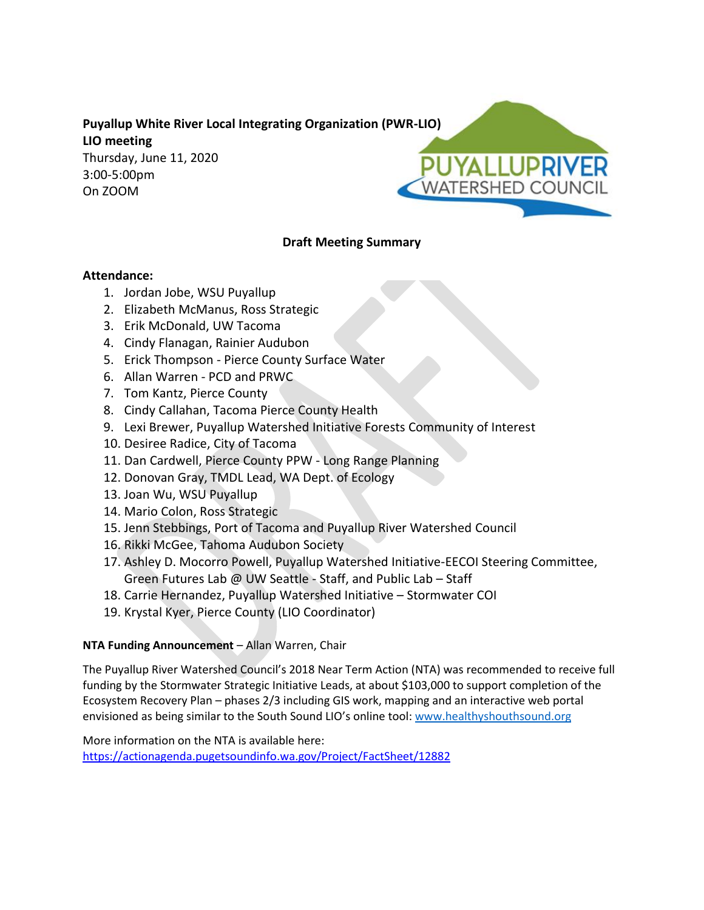**Puyallup White River Local Integrating Organization (PWR-LIO)**
**LIO meeting**
Thursday, June 11, 2020
3:00-5:00pm
On ZOOM

**Draft Meeting Summary**

**Attendance:**

1. Jordan Jobe, WSU Puyallup
2. Elizabeth McManus, Ross Strategic
3. Erik McDonald, UW Tacoma
4. Cindy Flanagan, Rainier Audubon
5. Erick Thompson - Pierce County Surface Water
6. Allan Warren - PCD and PRWC
7. Tom Kantz, Pierce County
8. Cindy Callahan, Tacoma Pierce County Health
9. Lexi Brewer, Puyallup Watershed Initiative Forests Community of Interest
10. Desiree Radice, City of Tacoma
11. Dan Cardwell, Pierce County PPW - Long Range Planning
12. Donovan Gray, TMDL Lead, WA Dept. of Ecology
13. Joan Wu, WSU Puyallup
14. Mario Colon, Ross Strategic
15. Jenn Stebbings, Port of Tacoma and Puyallup River Watershed Council
16. Rikki McGee, Tahoma Audubon Society
17. Ashley D. Mocorro Powell, Puyallup Watershed Initiative-EECOI Steering Committee, Green Futures Lab @ UW Seattle - Staff, and Public Lab – Staff
18. Carrie Hernandez, Puyallup Watershed Initiative – Stormwater COI
19. Krystal Kyer, Pierce County (LIO Coordinator)

**NTA Funding Announcement** – Allan Warren, Chair

The Puyallup River Watershed Council's 2018 Near Term Action (NTA) was recommended to receive full funding by the Stormwater Strategic Initiative Leads, at about $103,000 to support completion of the Ecosystem Recovery Plan – phases 2/3 including GIS work, mapping and an interactive web portal envisioned as being similar to the South Sound LIO's online tool: www.healthyshouthsound.org

More information on the NTA is available here:
https://actionagenda.pugetsoundinfo.wa.gov/Project/FactSheet/12882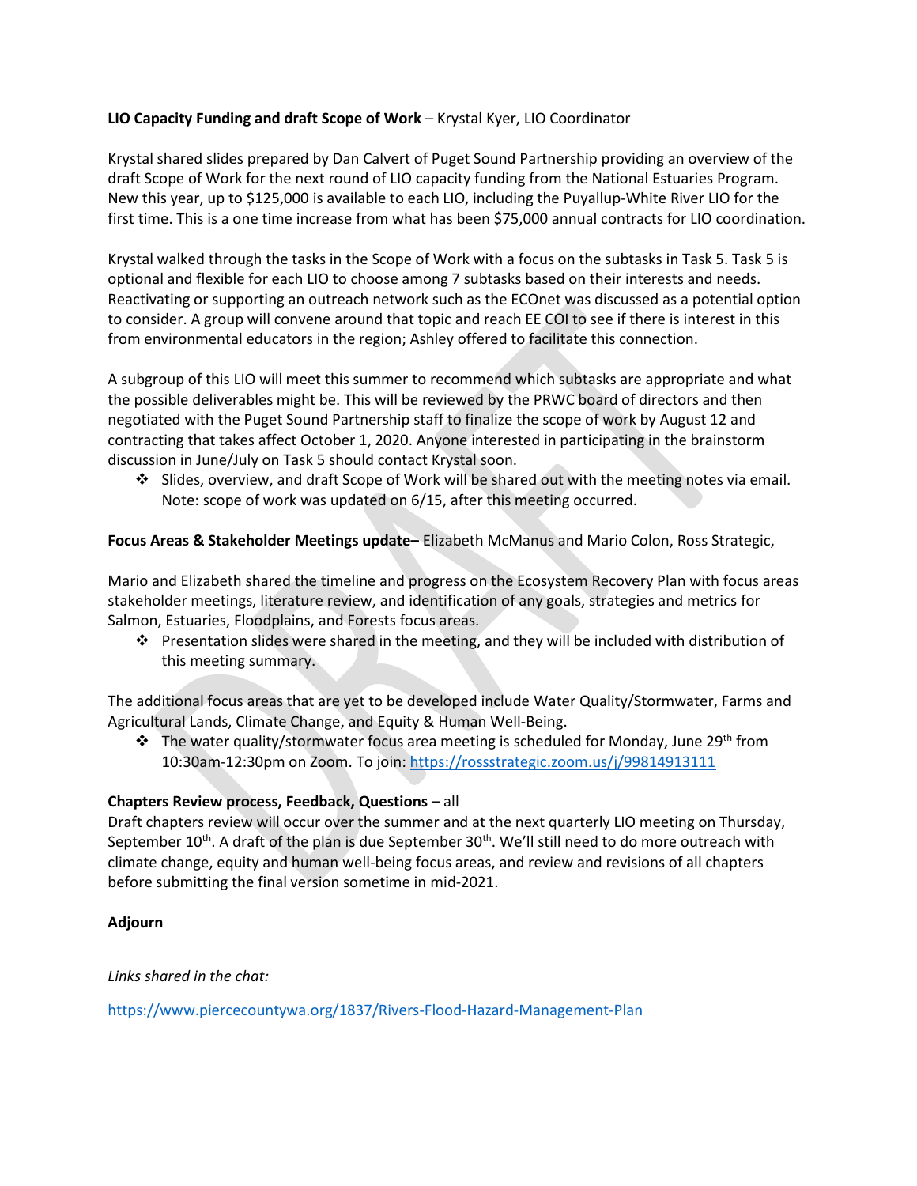**LIO Capacity Funding and draft Scope of Work** – Krystal Kyer, LIO Coordinator

Krystal shared slides prepared by Dan Calvert of Puget Sound Partnership providing an overview of the draft Scope of Work for the next round of LIO capacity funding from the National Estuaries Program. New this year, up to $125,000 is available to each LIO, including the Puyallup-White River LIO for the first time. This is a one time increase from what has been $75,000 annual contracts for LIO coordination.

Krystal walked through the tasks in the Scope of Work with a focus on the subtasks in Task 5. Task 5 is optional and flexible for each LIO to choose among 7 subtasks based on their interests and needs. Reactivating or supporting an outreach network such as the ECOnet was discussed as a potential option to consider. A group will convene around that topic and reach EE COI to see if there is interest in this from environmental educators in the region; Ashley offered to facilitate this connection.

A subgroup of this LIO will meet this summer to recommend which subtasks are appropriate and what the possible deliverables might be. This will be reviewed by the PRWC board of directors and then negotiated with the Puget Sound Partnership staff to finalize the scope of work by August 12 and contracting that takes affect October 1, 2020. Anyone interested in participating in the brainstorm discussion in June/July on Task 5 should contact Krystal soon.

- ❖ Slides, overview, and draft Scope of Work will be shared out with the meeting notes via email. Note: scope of work was updated on 6/15, after this meeting occurred.

**Focus Areas & Stakeholder Meetings update–** Elizabeth McManus and Mario Colon, Ross Strategic,

Mario and Elizabeth shared the timeline and progress on the Ecosystem Recovery Plan with focus areas stakeholder meetings, literature review, and identification of any goals, strategies and metrics for Salmon, Estuaries, Floodplains, and Forests focus areas.

- ❖ Presentation slides were shared in the meeting, and they will be included with distribution of this meeting summary.

The additional focus areas that are yet to be developed include Water Quality/Stormwater, Farms and Agricultural Lands, Climate Change, and Equity & Human Well-Being.

- ❖ The water quality/stormwater focus area meeting is scheduled for Monday, June 29th from 10:30am-12:30pm on Zoom. To join: https://rossstrategic.zoom.us/j/99814913111

**Chapters Review process, Feedback, Questions** – all

Draft chapters review will occur over the summer and at the next quarterly LIO meeting on Thursday, September 10th. A draft of the plan is due September 30th. We'll still need to do more outreach with climate change, equity and human well-being focus areas, and review and revisions of all chapters before submitting the final version sometime in mid-2021.

**Adjourn**

*Links shared in the chat:*

https://www.piercecountywa.org/1837/Rivers-Flood-Hazard-Management-Plan